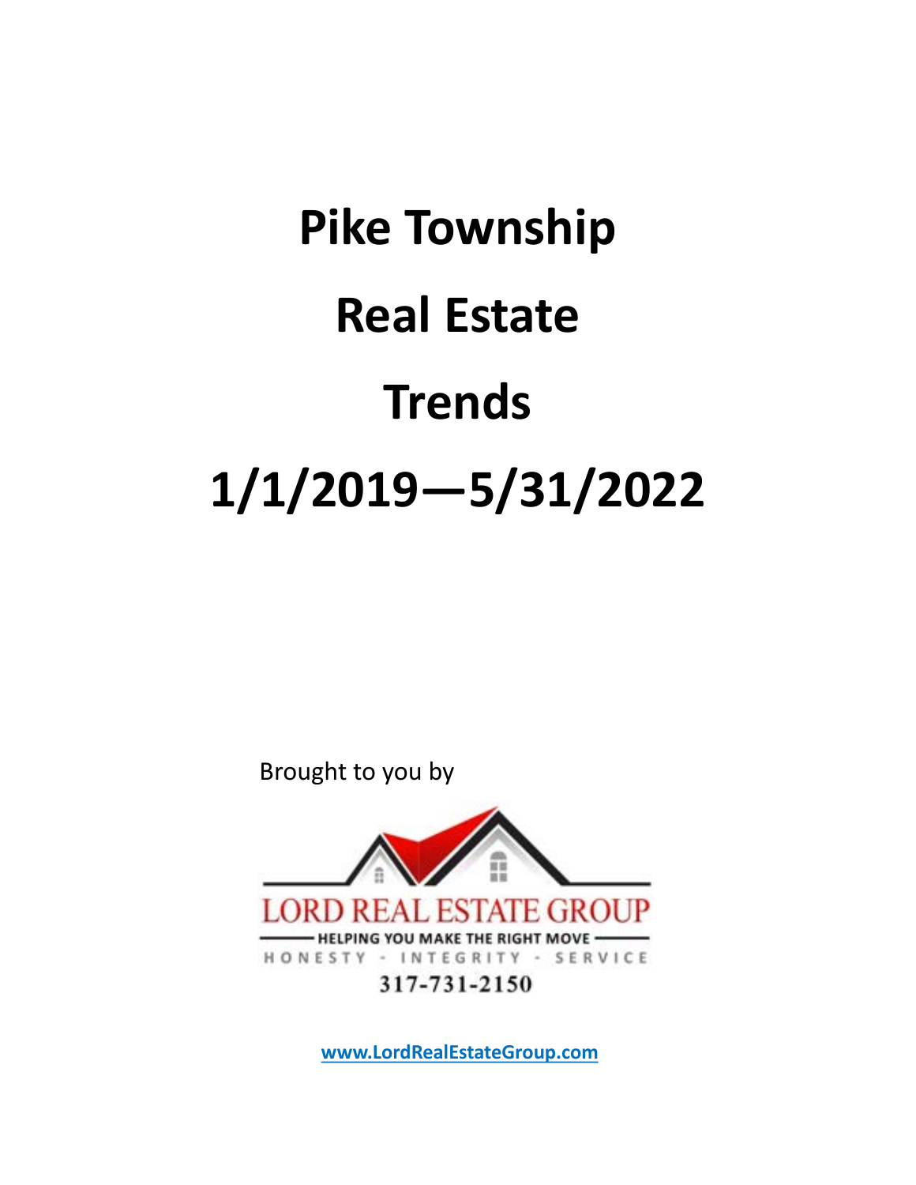# Pike Township

# Real Estate

# Trends

# 1/1/2019—5/31/2022

Brought to you by

LORD REAL ESTATE GROUP

HELPING YOU MAKE THE RIGHT MOVE

HONESTY - INTEGRITY - SERVICE

317-731-2150

www.LordRealEstateGroup.com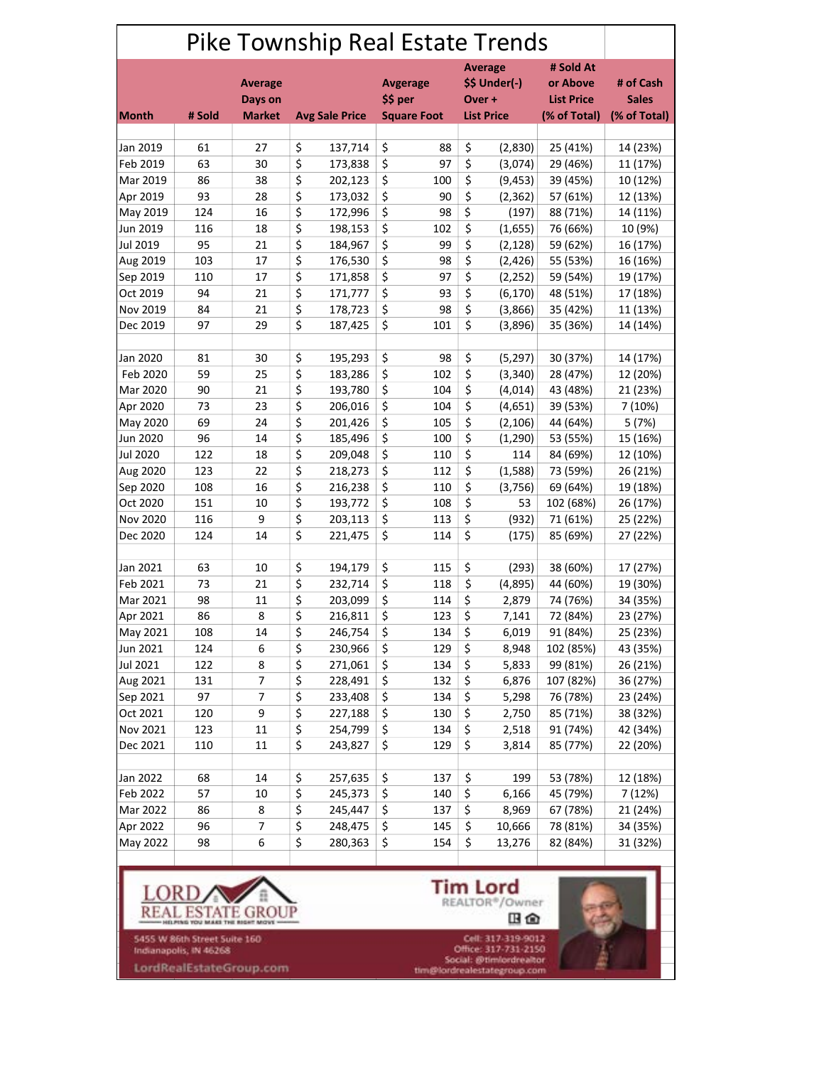# Pike Township Real Estate Trends

| Month | # Sold | Average Days on Market | Avg Sale Price | Avgerage $$ per Square Foot | Average $$ Under(-) Over + List Price | # Sold At or Above List Price (% of Total) | # of Cash Sales (% of Total) |
|---|---|---|---|---|---|---|---|
| Jan 2019 | 61 | 27 | $ 137,714 | $ 88 | $ (2,830) | 25 (41%) | 14 (23%) |
| Feb 2019 | 63 | 30 | $ 173,838 | $ 97 | $ (3,074) | 29 (46%) | 11 (17%) |
| Mar 2019 | 86 | 38 | $ 202,123 | $ 100 | $ (9,453) | 39 (45%) | 10 (12%) |
| Apr 2019 | 93 | 28 | $ 173,032 | $ 90 | $ (2,362) | 57 (61%) | 12 (13%) |
| May 2019 | 124 | 16 | $ 172,996 | $ 98 | $ (197) | 88 (71%) | 14 (11%) |
| Jun 2019 | 116 | 18 | $ 198,153 | $ 102 | $ (1,655) | 76 (66%) | 10 (9%) |
| Jul 2019 | 95 | 21 | $ 184,967 | $ 99 | $ (2,128) | 59 (62%) | 16 (17%) |
| Aug 2019 | 103 | 17 | $ 176,530 | $ 98 | $ (2,426) | 55 (53%) | 16 (16%) |
| Sep 2019 | 110 | 17 | $ 171,858 | $ 97 | $ (2,252) | 59 (54%) | 19 (17%) |
| Oct 2019 | 94 | 21 | $ 171,777 | $ 93 | $ (6,170) | 48 (51%) | 17 (18%) |
| Nov 2019 | 84 | 21 | $ 178,723 | $ 98 | $ (3,866) | 35 (42%) | 11 (13%) |
| Dec 2019 | 97 | 29 | $ 187,425 | $ 101 | $ (3,896) | 35 (36%) | 14 (14%) |
| | | | | | | | |
| Jan 2020 | 81 | 30 | $ 195,293 | $ 98 | $ (5,297) | 30 (37%) | 14 (17%) |
| Feb 2020 | 59 | 25 | $ 183,286 | $ 102 | $ (3,340) | 28 (47%) | 12 (20%) |
| Mar 2020 | 90 | 21 | $ 193,780 | $ 104 | $ (4,014) | 43 (48%) | 21 (23%) |
| Apr 2020 | 73 | 23 | $ 206,016 | $ 104 | $ (4,651) | 39 (53%) | 7 (10%) |
| May 2020 | 69 | 24 | $ 201,426 | $ 105 | $ (2,106) | 44 (64%) | 5 (7%) |
| Jun 2020 | 96 | 14 | $ 185,496 | $ 100 | $ (1,290) | 53 (55%) | 15 (16%) |
| Jul 2020 | 122 | 18 | $ 209,048 | $ 110 | $ 114 | 84 (69%) | 12 (10%) |
| Aug 2020 | 123 | 22 | $ 218,273 | $ 112 | $ (1,588) | 73 (59%) | 26 (21%) |
| Sep 2020 | 108 | 16 | $ 216,238 | $ 110 | $ (3,756) | 69 (64%) | 19 (18%) |
| Oct 2020 | 151 | 10 | $ 193,772 | $ 108 | $ 53 | 102 (68%) | 26 (17%) |
| Nov 2020 | 116 | 9 | $ 203,113 | $ 113 | $ (932) | 71 (61%) | 25 (22%) |
| Dec 2020 | 124 | 14 | $ 221,475 | $ 114 | $ (175) | 85 (69%) | 27 (22%) |
| | | | | | | | |
| Jan 2021 | 63 | 10 | $ 194,179 | $ 115 | $ (293) | 38 (60%) | 17 (27%) |
| Feb 2021 | 73 | 21 | $ 232,714 | $ 118 | $ (4,895) | 44 (60%) | 19 (30%) |
| Mar 2021 | 98 | 11 | $ 203,099 | $ 114 | $ 2,879 | 74 (76%) | 34 (35%) |
| Apr 2021 | 86 | 8 | $ 216,811 | $ 123 | $ 7,141 | 72 (84%) | 23 (27%) |
| May 2021 | 108 | 14 | $ 246,754 | $ 134 | $ 6,019 | 91 (84%) | 25 (23%) |
| Jun 2021 | 124 | 6 | $ 230,966 | $ 129 | $ 8,948 | 102 (85%) | 43 (35%) |
| Jul 2021 | 122 | 8 | $ 271,061 | $ 134 | $ 5,833 | 99 (81%) | 26 (21%) |
| Aug 2021 | 131 | 7 | $ 228,491 | $ 132 | $ 6,876 | 107 (82%) | 36 (27%) |
| Sep 2021 | 97 | 7 | $ 233,408 | $ 134 | $ 5,298 | 76 (78%) | 23 (24%) |
| Oct 2021 | 120 | 9 | $ 227,188 | $ 130 | $ 2,750 | 85 (71%) | 38 (32%) |
| Nov 2021 | 123 | 11 | $ 254,799 | $ 134 | $ 2,518 | 91 (74%) | 42 (34%) |
| Dec 2021 | 110 | 11 | $ 243,827 | $ 129 | $ 3,814 | 85 (77%) | 22 (20%) |
| | | | | | | | |
| Jan 2022 | 68 | 14 | $ 257,635 | $ 137 | $ 199 | 53 (78%) | 12 (18%) |
| Feb 2022 | 57 | 10 | $ 245,373 | $ 140 | $ 6,166 | 45 (79%) | 7 (12%) |
| Mar 2022 | 86 | 8 | $ 245,447 | $ 137 | $ 8,969 | 67 (78%) | 21 (24%) |
| Apr 2022 | 96 | 7 | $ 248,475 | $ 145 | $ 10,666 | 78 (81%) | 34 (35%) |
| May 2022 | 98 | 6 | $ 280,363 | $ 154 | $ 13,276 | 82 (84%) | 31 (32%) |

LORD REAL ESTATE GROUP
HELPING YOU MAKE THE RIGHT MOVE

5455 W 86th Street Suite 160
Indianapolis, IN 46268

LordRealEstateGroup.com

**Tim Lord**
REALTOR®/Owner

Cell: 317-319-9012
Office: 317-731-2150
Social: @timlordrealtor
tim@lordrealestategroup.com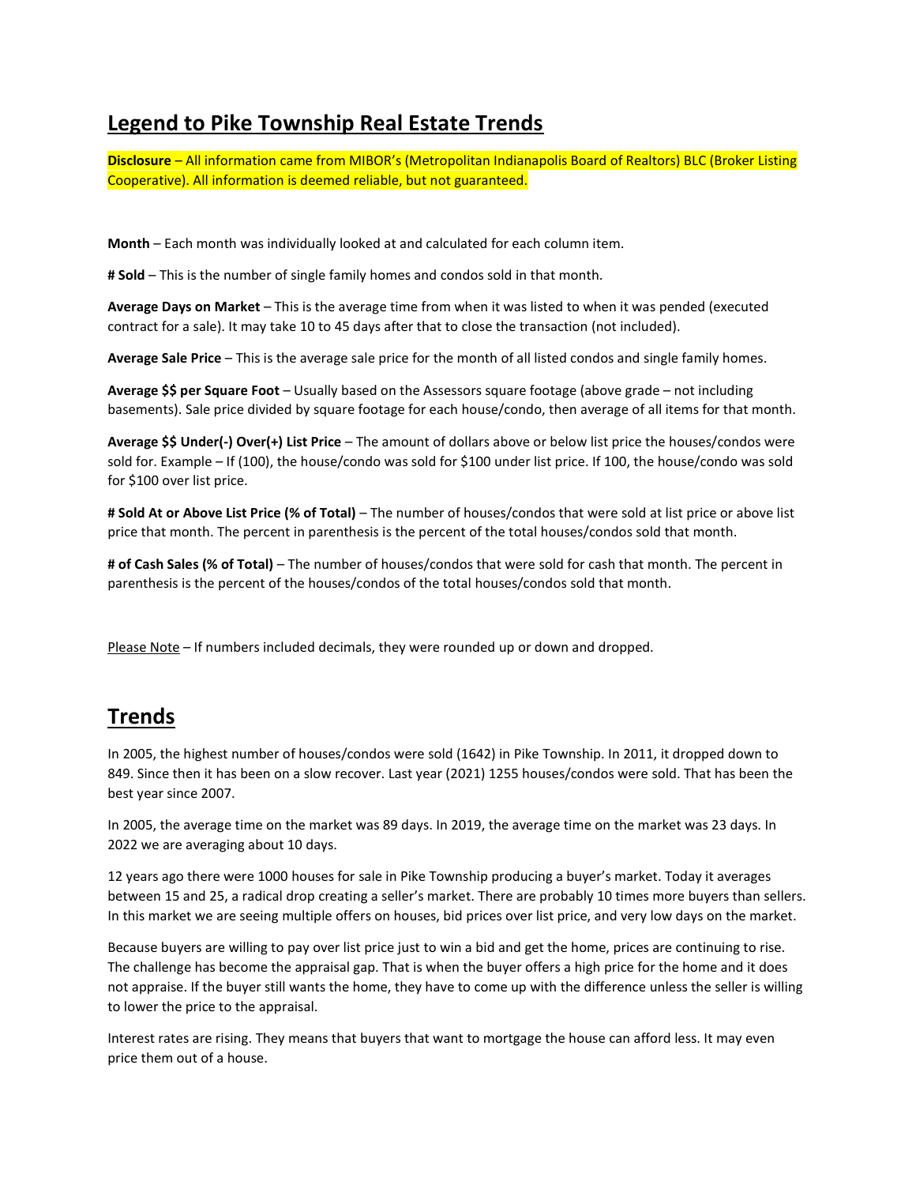## Legend to Pike Township Real Estate Trends

**Disclosure** – All information came from MIBOR's (Metropolitan Indianapolis Board of Realtors) BLC (Broker Listing Cooperative). All information is deemed reliable, but not guaranteed.

**Month** – Each month was individually looked at and calculated for each column item.

**# Sold** – This is the number of single family homes and condos sold in that month.

**Average Days on Market** – This is the average time from when it was listed to when it was pended (executed contract for a sale). It may take 10 to 45 days after that to close the transaction (not included).

**Average Sale Price** – This is the average sale price for the month of all listed condos and single family homes.

**Average $$ per Square Foot** – Usually based on the Assessors square footage (above grade – not including basements). Sale price divided by square footage for each house/condo, then average of all items for that month.

**Average $$ Under(-) Over(+) List Price** – The amount of dollars above or below list price the houses/condos were sold for. Example – If (100), the house/condo was sold for $100 under list price. If 100, the house/condo was sold for $100 over list price.

**# Sold At or Above List Price (% of Total)** – The number of houses/condos that were sold at list price or above list price that month. The percent in parenthesis is the percent of the total houses/condos sold that month.

**# of Cash Sales (% of Total)** – The number of houses/condos that were sold for cash that month. The percent in parenthesis is the percent of the houses/condos of the total houses/condos sold that month.

Please Note – If numbers included decimals, they were rounded up or down and dropped.

## Trends

In 2005, the highest number of houses/condos were sold (1642) in Pike Township. In 2011, it dropped down to 849. Since then it has been on a slow recover. Last year (2021) 1255 houses/condos were sold. That has been the best year since 2007.

In 2005, the average time on the market was 89 days. In 2019, the average time on the market was 23 days. In 2022 we are averaging about 10 days.

12 years ago there were 1000 houses for sale in Pike Township producing a buyer's market. Today it averages between 15 and 25, a radical drop creating a seller's market. There are probably 10 times more buyers than sellers. In this market we are seeing multiple offers on houses, bid prices over list price, and very low days on the market.

Because buyers are willing to pay over list price just to win a bid and get the home, prices are continuing to rise. The challenge has become the appraisal gap. That is when the buyer offers a high price for the home and it does not appraise. If the buyer still wants the home, they have to come up with the difference unless the seller is willing to lower the price to the appraisal.

Interest rates are rising. They means that buyers that want to mortgage the house can afford less. It may even price them out of a house.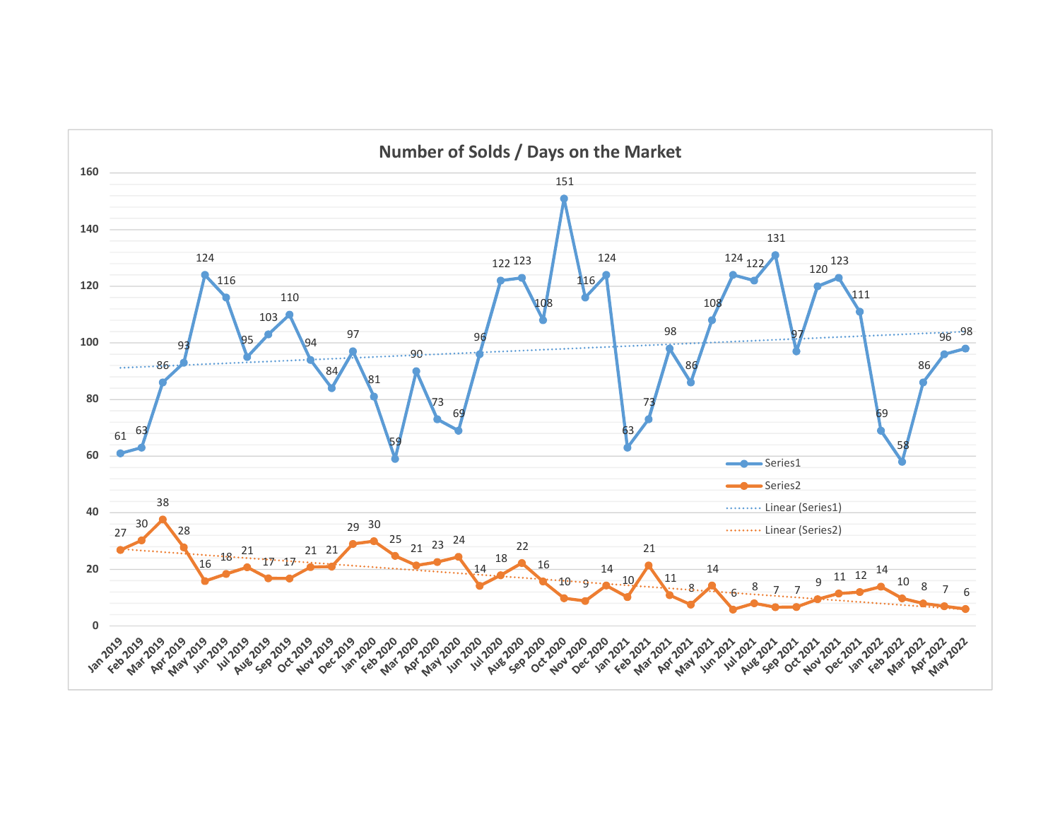## Number of Solds / Days on the Market

| Month | Series1 | Series2 |
|---|---|---|
| Jan 2019 | 61 | 27 |
| Feb 2019 | 63 | 30 |
| Mar 2019 | 86 | 38 |
| Apr 2019 | 93 | 28 |
| May 2019 | 124 | 16 |
| Jun 2019 | 116 | 18 |
| Jul 2019 | 95 | 21 |
| Aug 2019 | 103 | 17 |
| Sep 2019 | 110 | 17 |
| Oct 2019 | 94 | 21 |
| Nov 2019 | 84 | 21 |
| Dec 2019 | 97 | 29 |
| Jan 2020 | 81 | 30 |
| Feb 2020 | 59 | 25 |
| Mar 2020 | 90 | 21 |
| Apr 2020 | 73 | 23 |
| May 2020 | 69 | 24 |
| Jun 2020 | 96 | 14 |
| Jul 2020 | 122 | 18 |
| Aug 2020 | 123 | 22 |
| Sep 2020 | 108 | 16 |
| Oct 2020 | 151 | 10 |
| Nov 2020 | 116 | 9 |
| Dec 2020 | 124 | 14 |
| Jan 2021 | 63 | 10 |
| Feb 2021 | 73 | 21 |
| Mar 2021 | 98 | 11 |
| Apr 2021 | 86 | 8 |
| May 2021 | 108 | 14 |
| Jun 2021 | 124 | 6 |
| Jul 2021 | 122 | 8 |
| Aug 2021 | 131 | 7 |
| Sep 2021 | 97 | 7 |
| Oct 2021 | 120 | 9 |
| Nov 2021 | 123 | 11 |
| Dec 2021 | 111 | 12 |
| Jan 2022 | 69 | 14 |
| Feb 2022 | 58 | 10 |
| Mar 2022 | 86 | 8 |
| Apr 2022 | 96 | 7 |
| May 2022 | 98 | 6 |

Legend: Series1, Series2, Linear (Series1), Linear (Series2)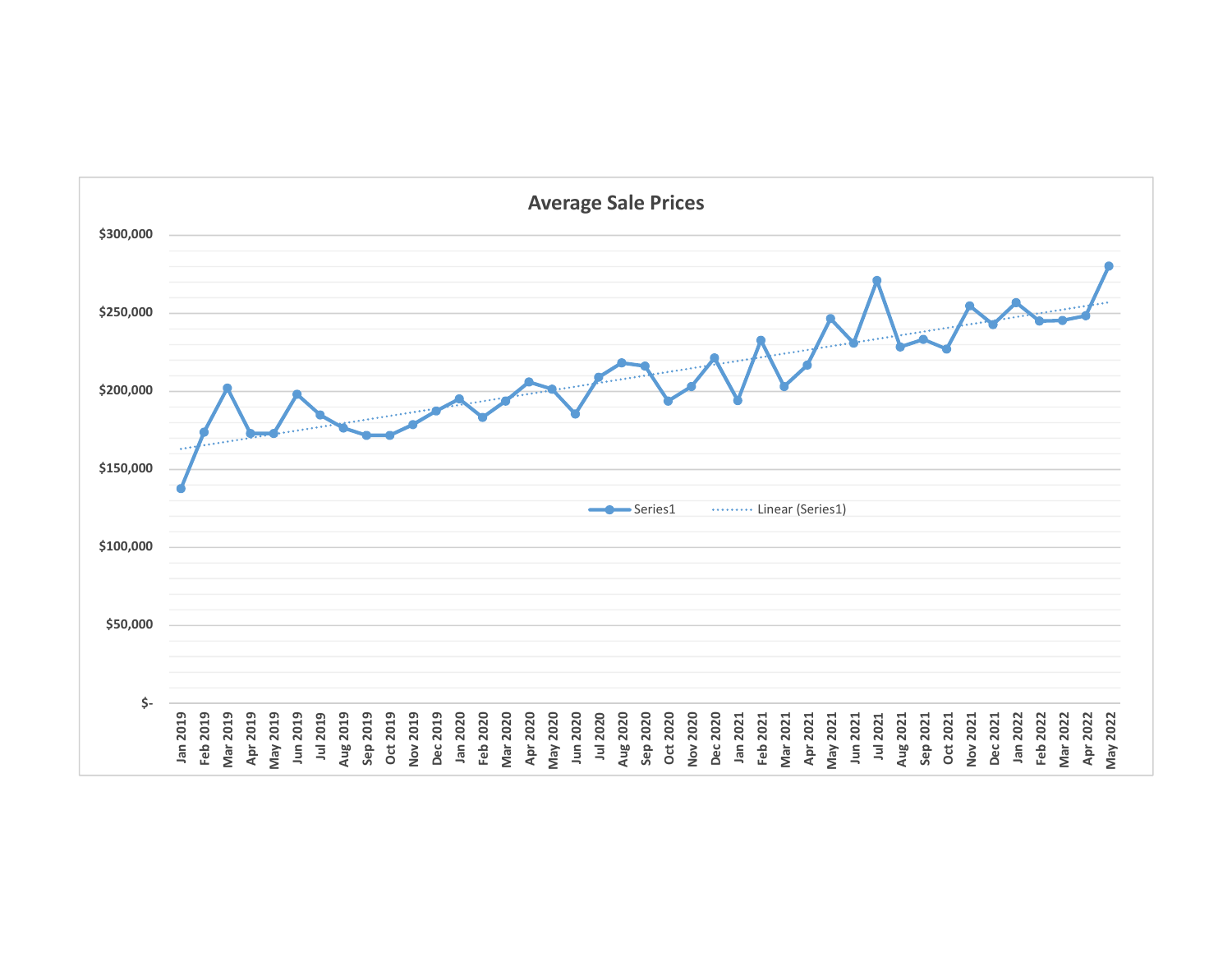**Average Sale Prices**

$300,000

$250,000

$200,000

$150,000

$100,000

$50,000

$-

Series1 | Linear (Series1)

Jan 2019, Feb 2019, Mar 2019, Apr 2019, May 2019, Jun 2019, Jul 2019, Aug 2019, Sep 2019, Oct 2019, Nov 2019, Dec 2019, Jan 2020, Feb 2020, Mar 2020, Apr 2020, May 2020, Jun 2020, Jul 2020, Aug 2020, Sep 2020, Oct 2020, Nov 2020, Dec 2020, Jan 2021, Feb 2021, Mar 2021, Apr 2021, May 2021, Jun 2021, Jul 2021, Aug 2021, Sep 2021, Oct 2021, Nov 2021, Dec 2021, Jan 2022, Feb 2022, Mar 2022, Apr 2022, May 2022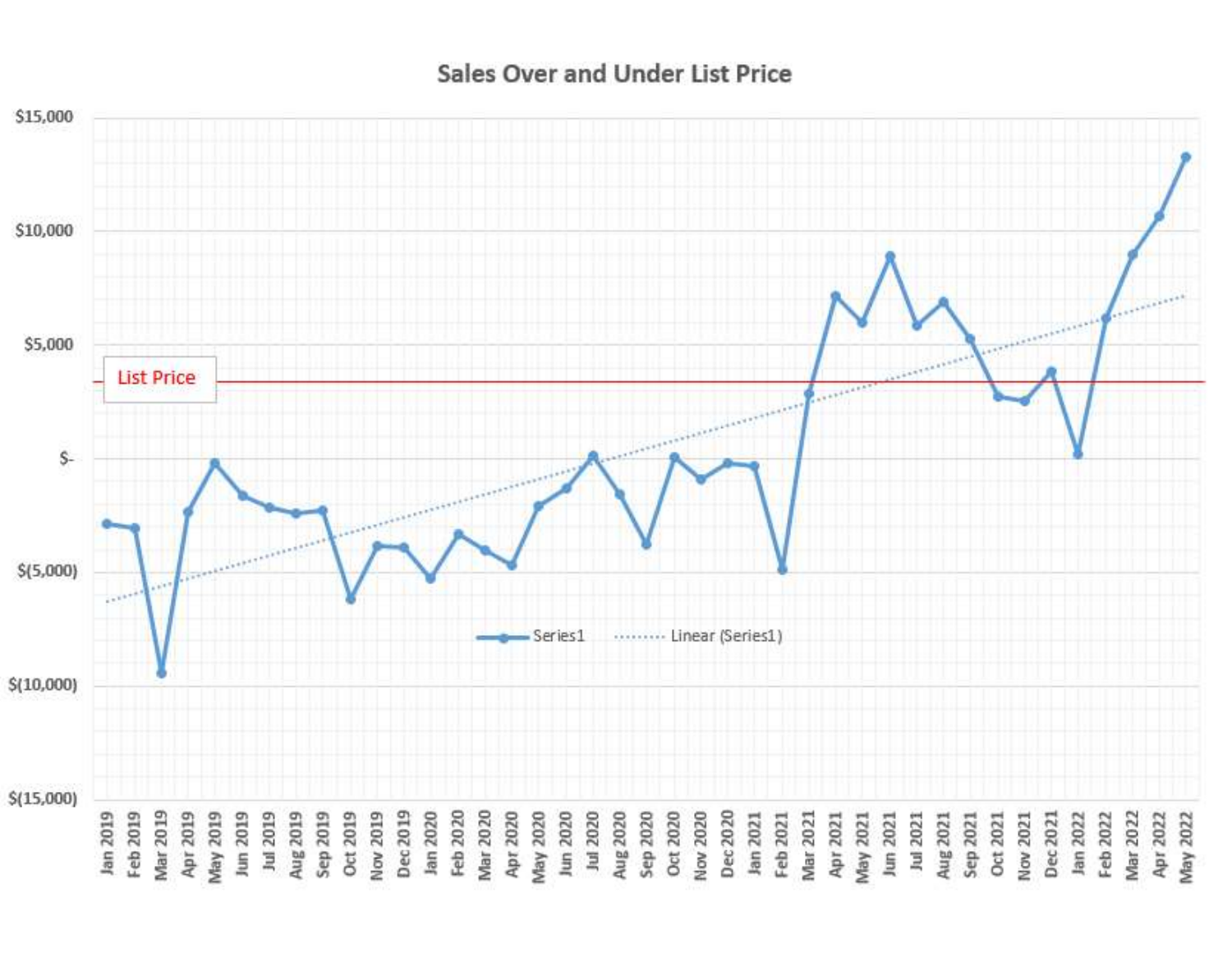## Sales Over and Under List Price

$15,000
$10,000
$5,000
$-
$(5,000)
$(10,000)
$(15,000)

List Price

Series1 · Linear (Series1)

Jan 2019, Feb 2019, Mar 2019, Apr 2019, May 2019, Jun 2019, Jul 2019, Aug 2019, Sep 2019, Oct 2019, Nov 2019, Dec 2019, Jan 2020, Feb 2020, Mar 2020, Apr 2020, May 2020, Jun 2020, Jul 2020, Aug 2020, Sep 2020, Oct 2020, Nov 2020, Dec 2020, Jan 2021, Feb 2021, Mar 2021, Apr 2021, May 2021, Jun 2021, Jul 2021, Aug 2021, Sep 2021, Oct 2021, Nov 2021, Dec 2021, Jan 2022, Feb 2022, Mar 2022, Apr 2022, May 2022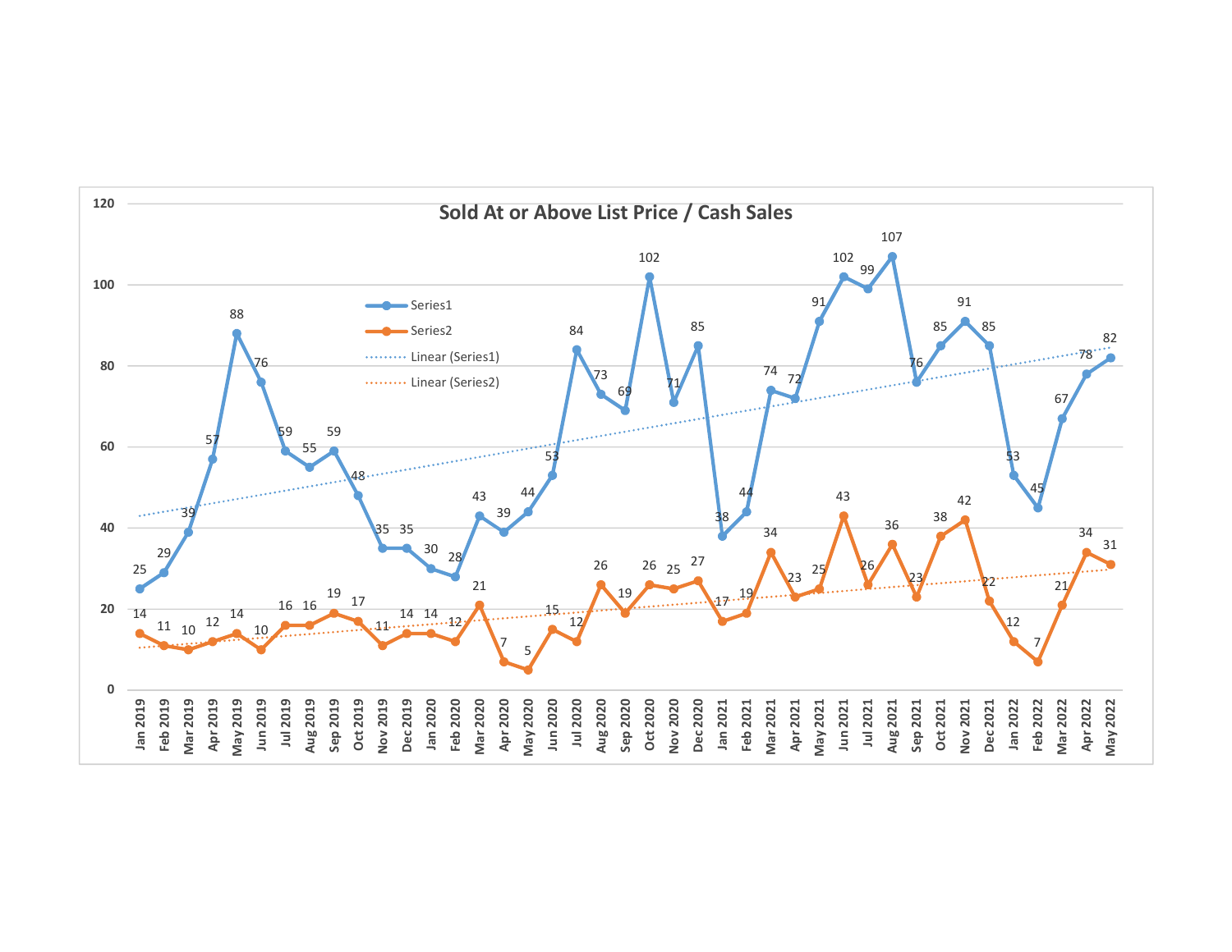## Sold At or Above List Price / Cash Sales

Legend: Series1, Series2, Linear (Series1), Linear (Series2)

| Month | Series1 | Series2 |
|---|---|---|
| Jan 2019 | 25 | 14 |
| Feb 2019 | 29 | 11 |
| Mar 2019 | 39 | 10 |
| Apr 2019 | 57 | 12 |
| May 2019 | 88 | 14 |
| Jun 2019 | 76 | 10 |
| Jul 2019 | 59 | 16 |
| Aug 2019 | 55 | 16 |
| Sep 2019 | 59 | 19 |
| Oct 2019 | 48 | 17 |
| Nov 2019 | 35 | 11 |
| Dec 2019 | 35 | 14 |
| Jan 2020 | 30 | 14 |
| Feb 2020 | 28 | 12 |
| Mar 2020 | 43 | 21 |
| Apr 2020 | 39 | 7 |
| May 2020 | 44 | 5 |
| Jun 2020 | 53 | 15 |
| Jul 2020 | 84 | 12 |
| Aug 2020 | 73 | 26 |
| Sep 2020 | 69 | 19 |
| Oct 2020 | 102 | 26 |
| Nov 2020 | 71 | 25 |
| Dec 2020 | 85 | 27 |
| Jan 2021 | 38 | 17 |
| Feb 2021 | 44 | 19 |
| Mar 2021 | 74 | 34 |
| Apr 2021 | 72 | 23 |
| May 2021 | 91 | 25 |
| Jun 2021 | 102 | 43 |
| Jul 2021 | 99 | 26 |
| Aug 2021 | 107 | 36 |
| Sep 2021 | 76 | 23 |
| Oct 2021 | 85 | 38 |
| Nov 2021 | 91 | 42 |
| Dec 2021 | 85 | 22 |
| Jan 2022 | 53 | 12 |
| Feb 2022 | 45 | 7 |
| Mar 2022 | 67 | 21 |
| Apr 2022 | 78 | 34 |
| May 2022 | 82 | 31 |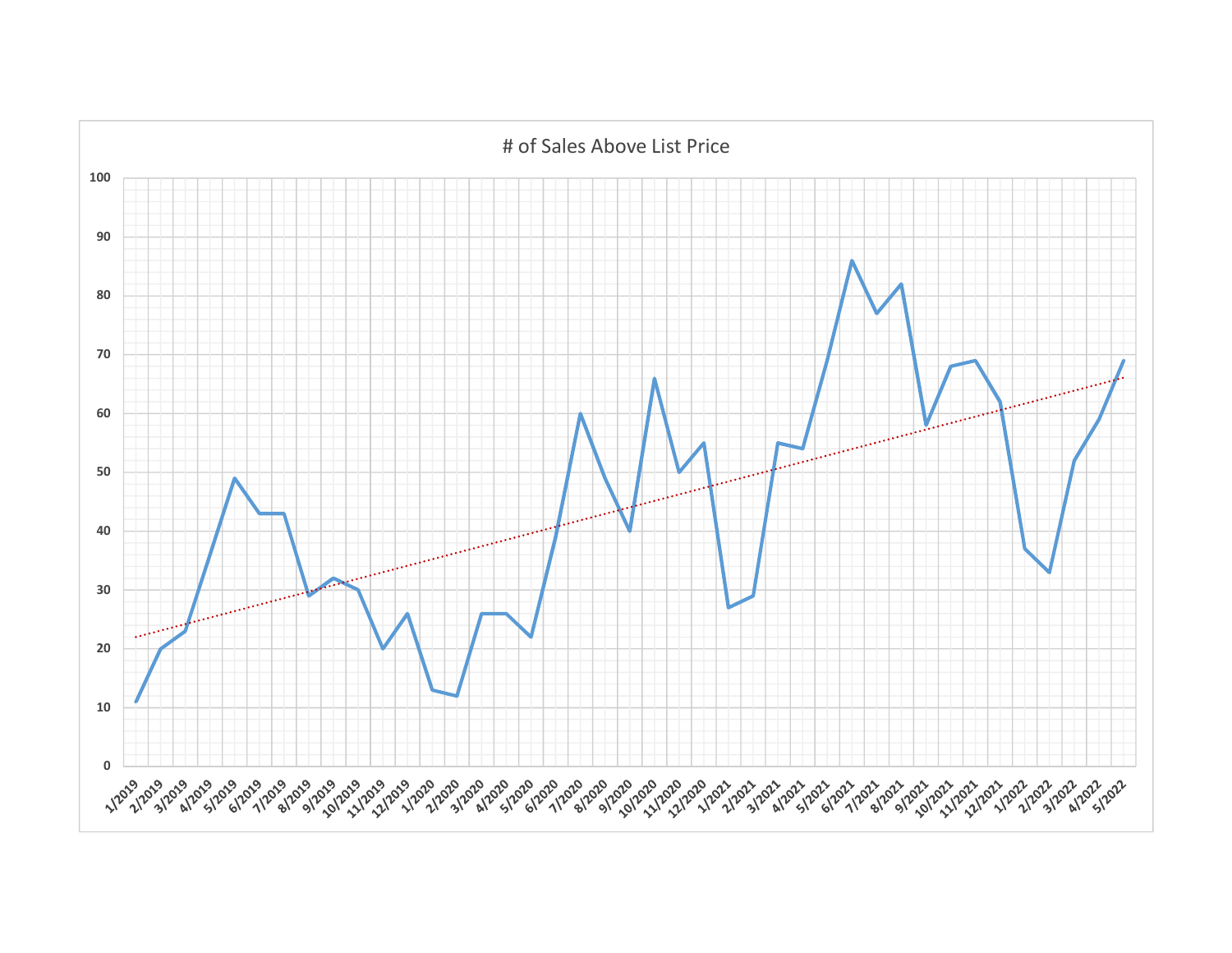# of Sales Above List Price

| Month | # of Sales Above List Price |
|---|---|
| 1/2019 | 11 |
| 2/2019 | 20 |
| 3/2019 | 23 |
| 4/2019 | 36 |
| 5/2019 | 49 |
| 6/2019 | 43 |
| 7/2019 | 43 |
| 8/2019 | 29 |
| 9/2019 | 32 |
| 10/2019 | 30 |
| 11/2019 | 20 |
| 12/2019 | 26 |
| 1/2020 | 13 |
| 2/2020 | 12 |
| 3/2020 | 26 |
| 4/2020 | 26 |
| 5/2020 | 22 |
| 6/2020 | 39 |
| 7/2020 | 60 |
| 8/2020 | 49 |
| 9/2020 | 40 |
| 10/2020 | 66 |
| 11/2020 | 50 |
| 12/2020 | 55 |
| 1/2021 | 27 |
| 2/2021 | 29 |
| 3/2021 | 55 |
| 4/2021 | 54 |
| 5/2021 | 69 |
| 6/2021 | 86 |
| 7/2021 | 77 |
| 8/2021 | 82 |
| 9/2021 | 58 |
| 10/2021 | 68 |
| 11/2021 | 69 |
| 12/2021 | 62 |
| 1/2022 | 37 |
| 2/2022 | 33 |
| 3/2022 | 52 |
| 4/2022 | 59 |
| 5/2022 | 69 |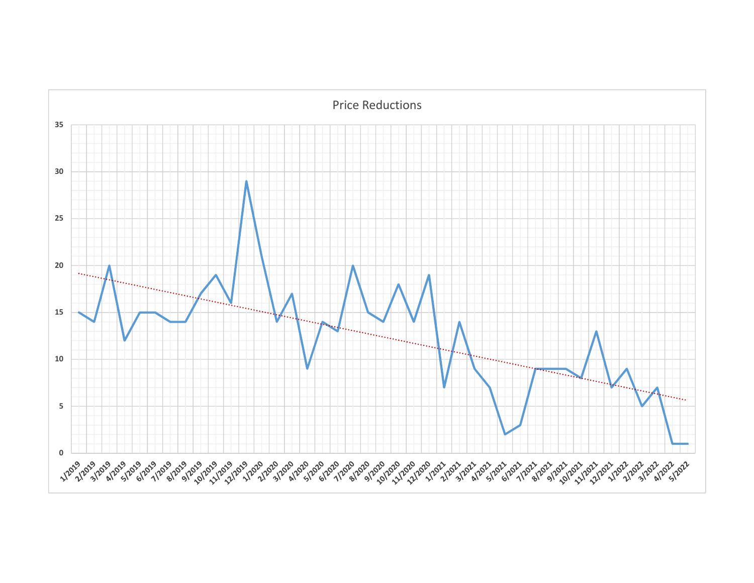Price Reductions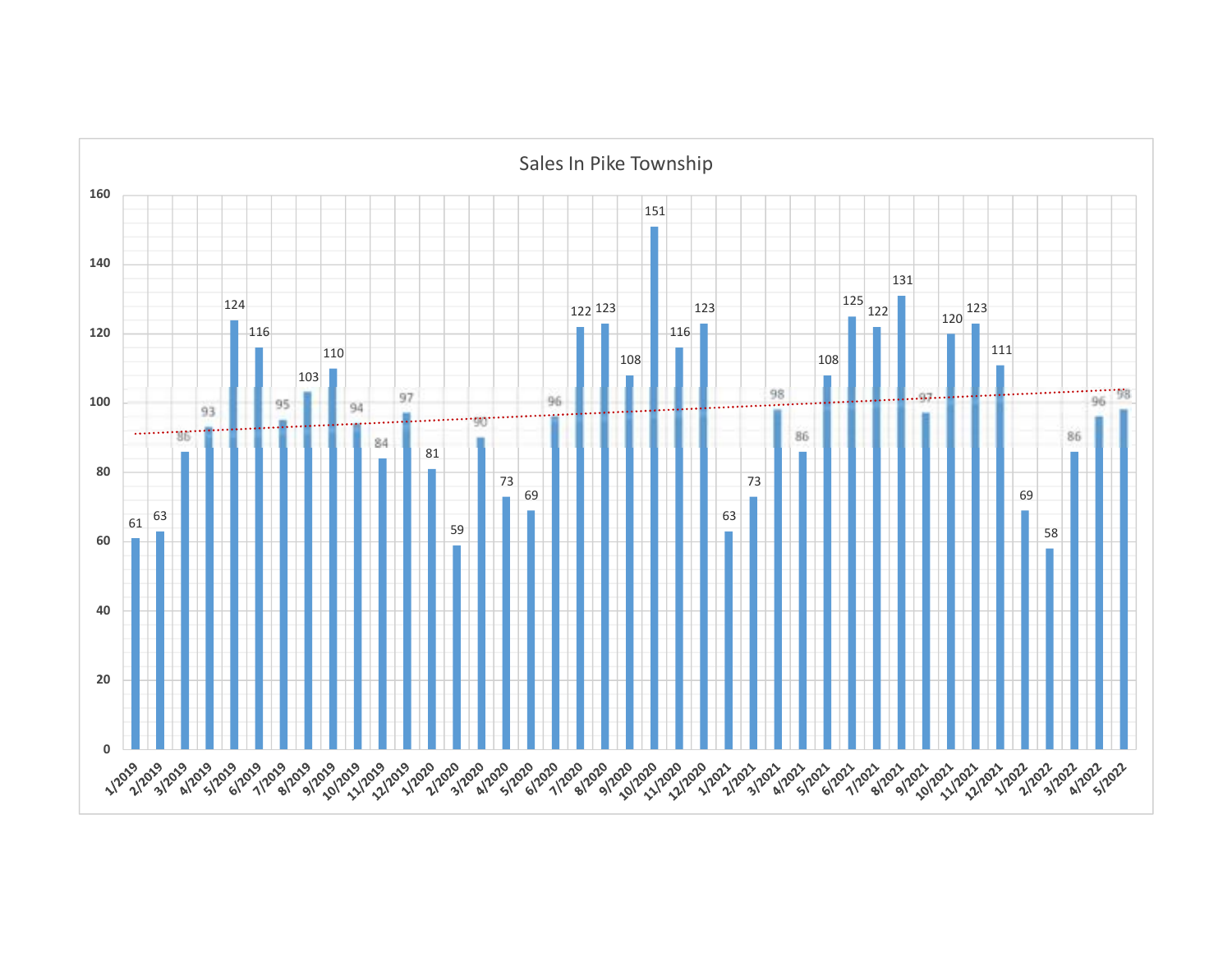## Sales In Pike Township

| Month | Sales |
|---|---|
| 1/2019 | 61 |
| 2/2019 | 63 |
| 3/2019 | 86 |
| 4/2019 | 93 |
| 5/2019 | 124 |
| 6/2019 | 116 |
| 7/2019 | 95 |
| 8/2019 | 103 |
| 9/2019 | 110 |
| 10/2019 | 94 |
| 11/2019 | 84 |
| 12/2019 | 97 |
| 1/2020 | 81 |
| 2/2020 | 59 |
| 3/2020 | 90 |
| 4/2020 | 73 |
| 5/2020 | 69 |
| 6/2020 | 96 |
| 7/2020 | 122 |
| 8/2020 | 123 |
| 9/2020 | 108 |
| 10/2020 | 151 |
| 11/2020 | 116 |
| 12/2020 | 123 |
| 1/2021 | 63 |
| 2/2021 | 73 |
| 3/2021 | 98 |
| 4/2021 | 86 |
| 5/2021 | 108 |
| 6/2021 | 125 |
| 7/2021 | 122 |
| 8/2021 | 131 |
| 9/2021 | 97 |
| 10/2021 | 120 |
| 11/2021 | 123 |
| 12/2021 | 111 |
| 1/2022 | 69 |
| 2/2022 | 58 |
| 3/2022 | 86 |
| 4/2022 | 96 |
| 5/2022 | 98 |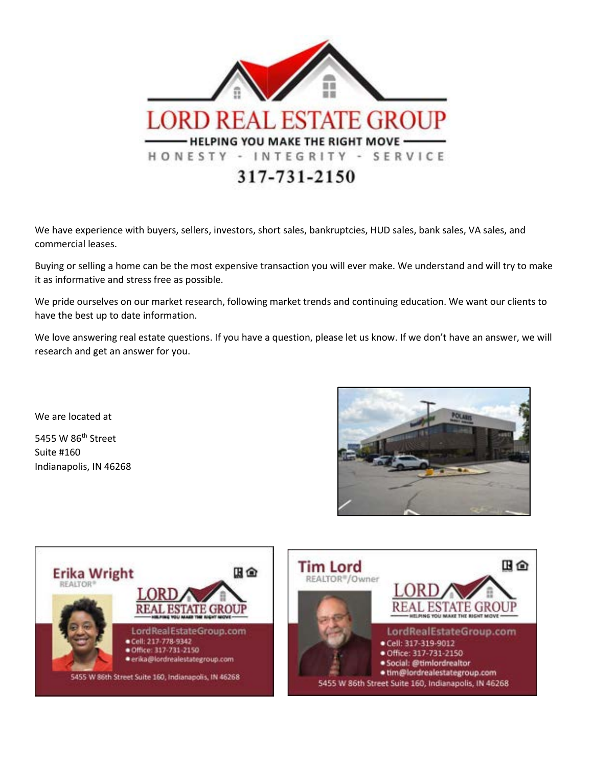LORD REAL ESTATE GROUP

HELPING YOU MAKE THE RIGHT MOVE

HONESTY - INTEGRITY - SERVICE

317-731-2150

We have experience with buyers, sellers, investors, short sales, bankruptcies, HUD sales, bank sales, VA sales, and commercial leases.

Buying or selling a home can be the most expensive transaction you will ever make. We understand and will try to make it as informative and stress free as possible.

We pride ourselves on our market research, following market trends and continuing education. We want our clients to have the best up to date information.

We love answering real estate questions. If you have a question, please let us know. If we don't have an answer, we will research and get an answer for you.

We are located at

5455 W 86th Street
Suite #160
Indianapolis, IN 46268

**Erika Wright**
REALTOR®

LORD REAL ESTATE GROUP
HELPING YOU MAKE THE RIGHT MOVE

LordRealEstateGroup.com

- Cell: 217-778-9342
- Office: 317-731-2150
- erika@lordrealestategroup.com

5455 W 86th Street Suite 160, Indianapolis, IN 46268

**Tim Lord**
REALTOR®/Owner

LORD REAL ESTATE GROUP
HELPING YOU MAKE THE RIGHT MOVE

LordRealEstateGroup.com

- Cell: 317-319-9012
- Office: 317-731-2150
- Social: @timlordrealtor
- tim@lordrealestategroup.com

5455 W 86th Street Suite 160, Indianapolis, IN 46268